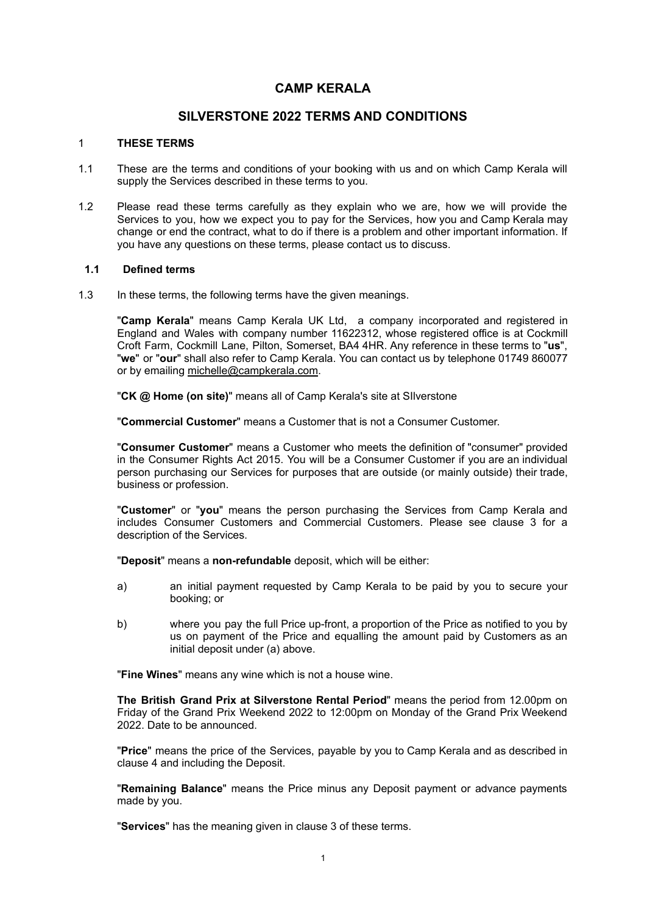# CAMP KERALA

## SILVERSTONE 2022 TERMS AND CONDITIONS

### 1 THESE TERMS

1.1 These are the terms and conditions of your booking with us and on which Camp Kerala will supply the Services described in these terms to you.

1.2 Please read these terms carefully as they explain who we are, how we will provide the Services to you, how we expect you to pay for the Services, how you and Camp Kerala may change or end the contract, what to do if there is a problem and other important information. If you have any questions on these terms, please contact us to discuss.

#### 1.1 Defined terms

1.3 In these terms, the following terms have the given meanings.

"**Camp Kerala**" means Camp Kerala UK Ltd, a company incorporated and registered in England and Wales with company number 11622312, whose registered office is at Cockmill Croft Farm, Cockmill Lane, Pilton, Somerset, BA4 4HR. Any reference in these terms to "**us**", "**we**" or "**our**" shall also refer to Camp Kerala. You can contact us by telephone 01749 860077 or by emailing michelle@campkerala.com.

"**CK @ Home (on site)**" means all of Camp Kerala's site at SIlverstone

"**Commercial Customer**" means a Customer that is not a Consumer Customer.

"**Consumer Customer**" means a Customer who meets the definition of "consumer" provided in the Consumer Rights Act 2015. You will be a Consumer Customer if you are an individual person purchasing our Services for purposes that are outside (or mainly outside) their trade, business or profession.

"**Customer**" or "**you**" means the person purchasing the Services from Camp Kerala and includes Consumer Customers and Commercial Customers. Please see clause 3 for a description of the Services.

"**Deposit**" means a **non-refundable** deposit, which will be either:

a) an initial payment requested by Camp Kerala to be paid by you to secure your booking; or

b) where you pay the full Price up-front, a proportion of the Price as notified to you by us on payment of the Price and equalling the amount paid by Customers as an initial deposit under (a) above.

"**Fine Wines**" means any wine which is not a house wine.

**The British Grand Prix at Silverstone Rental Period**" means the period from 12.00pm on Friday of the Grand Prix Weekend 2022 to 12:00pm on Monday of the Grand Prix Weekend 2022. Date to be announced.

"**Price**" means the price of the Services, payable by you to Camp Kerala and as described in clause 4 and including the Deposit.

"**Remaining Balance**" means the Price minus any Deposit payment or advance payments made by you.

"**Services**" has the meaning given in clause 3 of these terms.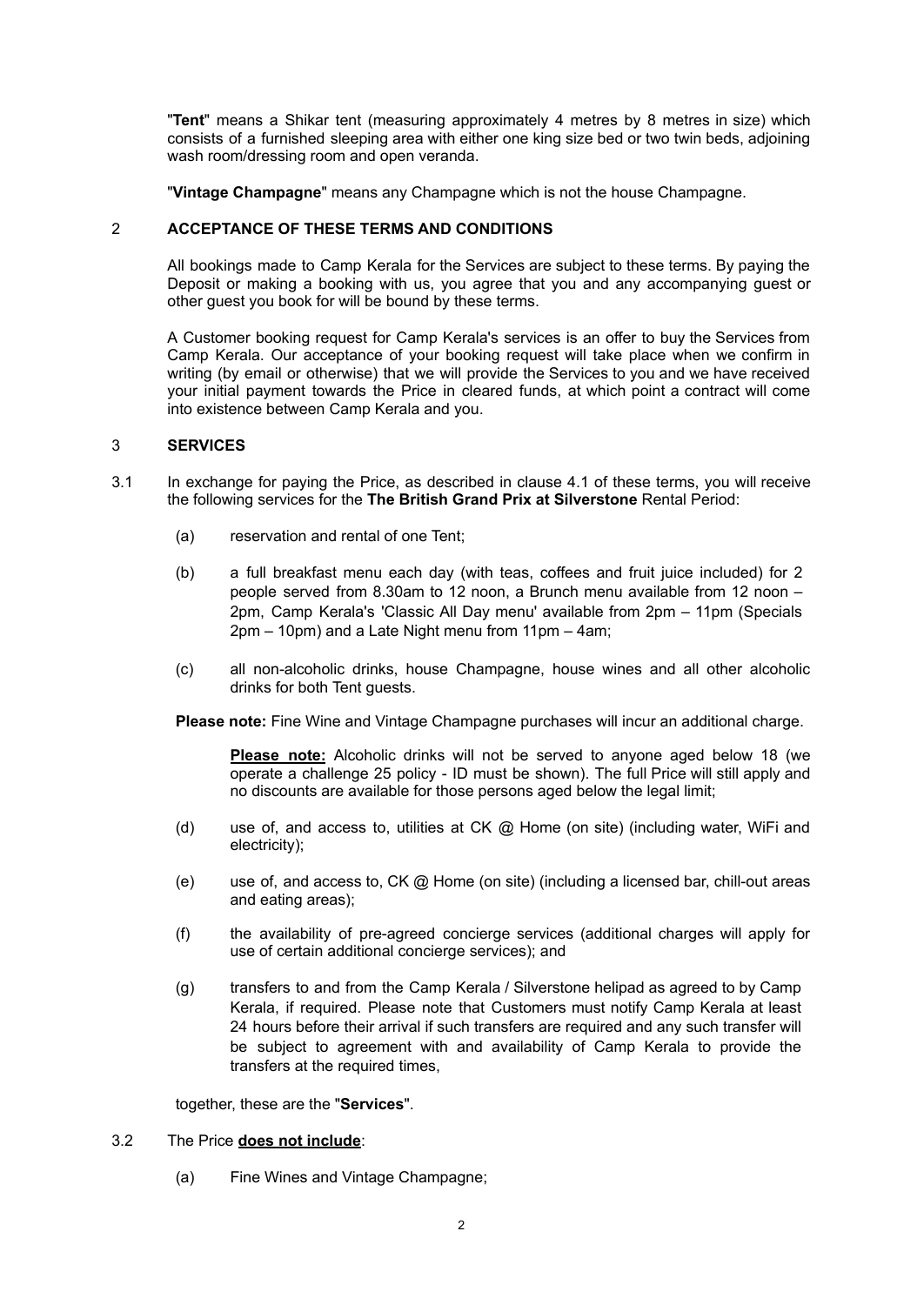"**Tent**" means a Shikar tent (measuring approximately 4 metres by 8 metres in size) which consists of a furnished sleeping area with either one king size bed or two twin beds, adjoining wash room/dressing room and open veranda.

"**Vintage Champagne**" means any Champagne which is not the house Champagne.

## 2 ACCEPTANCE OF THESE TERMS AND CONDITIONS

All bookings made to Camp Kerala for the Services are subject to these terms. By paying the Deposit or making a booking with us, you agree that you and any accompanying guest or other guest you book for will be bound by these terms.

A Customer booking request for Camp Kerala's services is an offer to buy the Services from Camp Kerala. Our acceptance of your booking request will take place when we confirm in writing (by email or otherwise) that we will provide the Services to you and we have received your initial payment towards the Price in cleared funds, at which point a contract will come into existence between Camp Kerala and you.

## 3 SERVICES

3.1 In exchange for paying the Price, as described in clause 4.1 of these terms, you will receive the following services for the **The British Grand Prix at Silverstone** Rental Period:

(a) reservation and rental of one Tent;

(b) a full breakfast menu each day (with teas, coffees and fruit juice included) for 2 people served from 8.30am to 12 noon, a Brunch menu available from 12 noon – 2pm, Camp Kerala's 'Classic All Day menu' available from 2pm – 11pm (Specials 2pm – 10pm) and a Late Night menu from 11pm – 4am;

(c) all non-alcoholic drinks, house Champagne, house wines and all other alcoholic drinks for both Tent guests.

**Please note:** Fine Wine and Vintage Champagne purchases will incur an additional charge.

**Please note:** Alcoholic drinks will not be served to anyone aged below 18 (we operate a challenge 25 policy - ID must be shown). The full Price will still apply and no discounts are available for those persons aged below the legal limit;

(d) use of, and access to, utilities at CK @ Home (on site) (including water, WiFi and electricity);

(e) use of, and access to, CK @ Home (on site) (including a licensed bar, chill-out areas and eating areas);

(f) the availability of pre-agreed concierge services (additional charges will apply for use of certain additional concierge services); and

(g) transfers to and from the Camp Kerala / Silverstone helipad as agreed to by Camp Kerala, if required. Please note that Customers must notify Camp Kerala at least 24 hours before their arrival if such transfers are required and any such transfer will be subject to agreement with and availability of Camp Kerala to provide the transfers at the required times,

together, these are the "**Services**".

3.2 The Price **does not include**:

(a) Fine Wines and Vintage Champagne;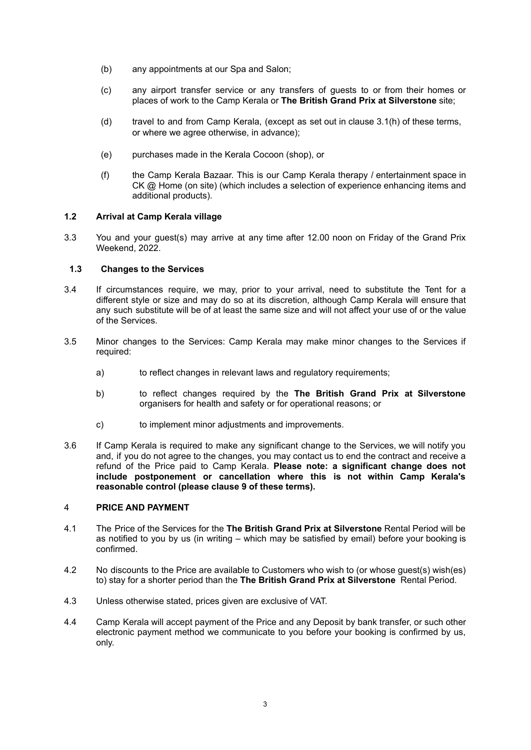(b) any appointments at our Spa and Salon;

(c) any airport transfer service or any transfers of guests to or from their homes or places of work to the Camp Kerala or **The British Grand Prix at Silverstone** site;

(d) travel to and from Camp Kerala, (except as set out in clause 3.1(h) of these terms, or where we agree otherwise, in advance);

(e) purchases made in the Kerala Cocoon (shop), or

(f) the Camp Kerala Bazaar. This is our Camp Kerala therapy / entertainment space in CK @ Home (on site) (which includes a selection of experience enhancing items and additional products).

### 1.2 Arrival at Camp Kerala village

3.3 You and your guest(s) may arrive at any time after 12.00 noon on Friday of the Grand Prix Weekend, 2022.

### 1.3 Changes to the Services

3.4 If circumstances require, we may, prior to your arrival, need to substitute the Tent for a different style or size and may do so at its discretion, although Camp Kerala will ensure that any such substitute will be of at least the same size and will not affect your use of or the value of the Services.

3.5 Minor changes to the Services: Camp Kerala may make minor changes to the Services if required:

a) to reflect changes in relevant laws and regulatory requirements;

b) to reflect changes required by the **The British Grand Prix at Silverstone** organisers for health and safety or for operational reasons; or

c) to implement minor adjustments and improvements.

3.6 If Camp Kerala is required to make any significant change to the Services, we will notify you and, if you do not agree to the changes, you may contact us to end the contract and receive a refund of the Price paid to Camp Kerala. **Please note: a significant change does not include postponement or cancellation where this is not within Camp Kerala's reasonable control (please clause 9 of these terms).**

## 4 PRICE AND PAYMENT

4.1 The Price of the Services for the **The British Grand Prix at Silverstone** Rental Period will be as notified to you by us (in writing – which may be satisfied by email) before your booking is confirmed.

4.2 No discounts to the Price are available to Customers who wish to (or whose guest(s) wish(es) to) stay for a shorter period than the **The British Grand Prix at Silverstone** Rental Period.

4.3 Unless otherwise stated, prices given are exclusive of VAT.

4.4 Camp Kerala will accept payment of the Price and any Deposit by bank transfer, or such other electronic payment method we communicate to you before your booking is confirmed by us, only.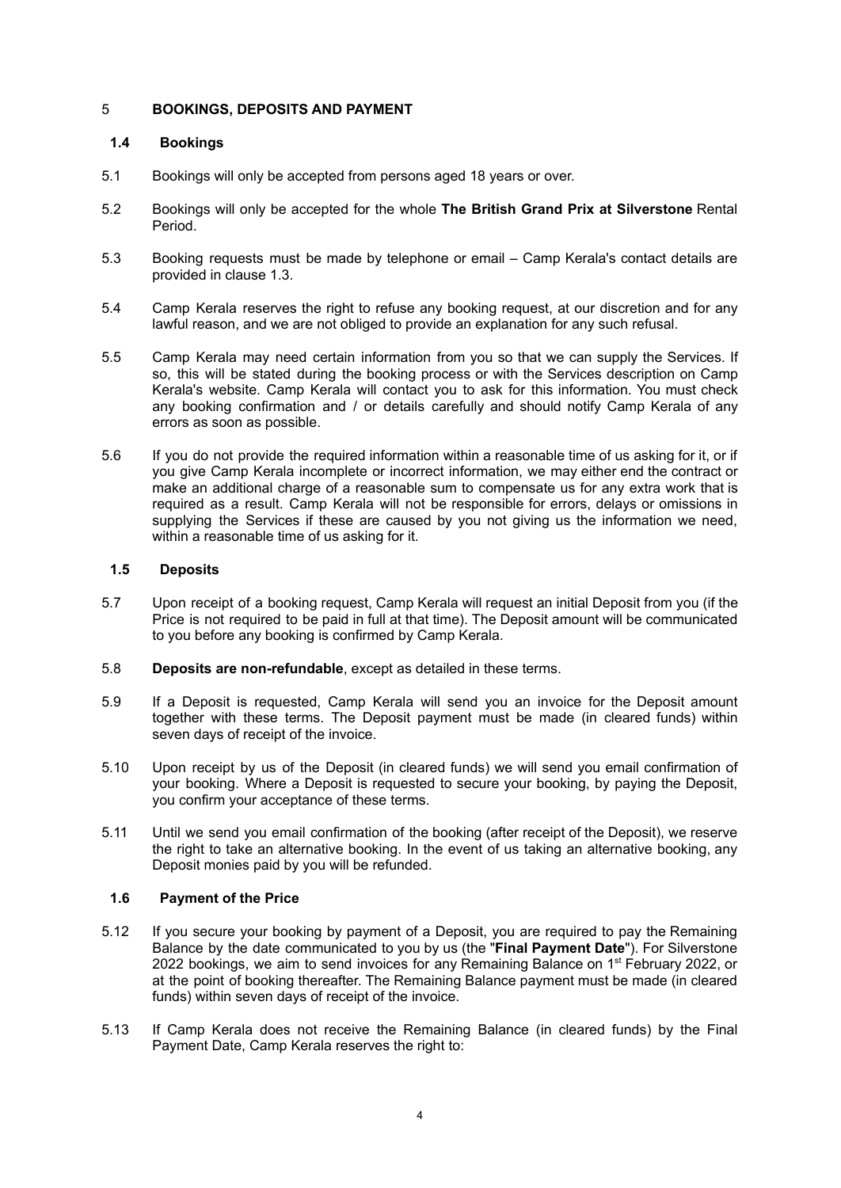## 5 BOOKINGS, DEPOSITS AND PAYMENT

### 1.4 Bookings

5.1 Bookings will only be accepted from persons aged 18 years or over.

5.2 Bookings will only be accepted for the whole **The British Grand Prix at Silverstone** Rental Period.

5.3 Booking requests must be made by telephone or email – Camp Kerala's contact details are provided in clause 1.3.

5.4 Camp Kerala reserves the right to refuse any booking request, at our discretion and for any lawful reason, and we are not obliged to provide an explanation for any such refusal.

5.5 Camp Kerala may need certain information from you so that we can supply the Services. If so, this will be stated during the booking process or with the Services description on Camp Kerala's website. Camp Kerala will contact you to ask for this information. You must check any booking confirmation and / or details carefully and should notify Camp Kerala of any errors as soon as possible.

5.6 If you do not provide the required information within a reasonable time of us asking for it, or if you give Camp Kerala incomplete or incorrect information, we may either end the contract or make an additional charge of a reasonable sum to compensate us for any extra work that is required as a result. Camp Kerala will not be responsible for errors, delays or omissions in supplying the Services if these are caused by you not giving us the information we need, within a reasonable time of us asking for it.

### 1.5 Deposits

5.7 Upon receipt of a booking request, Camp Kerala will request an initial Deposit from you (if the Price is not required to be paid in full at that time). The Deposit amount will be communicated to you before any booking is confirmed by Camp Kerala.

5.8 **Deposits are non-refundable**, except as detailed in these terms.

5.9 If a Deposit is requested, Camp Kerala will send you an invoice for the Deposit amount together with these terms. The Deposit payment must be made (in cleared funds) within seven days of receipt of the invoice.

5.10 Upon receipt by us of the Deposit (in cleared funds) we will send you email confirmation of your booking. Where a Deposit is requested to secure your booking, by paying the Deposit, you confirm your acceptance of these terms.

5.11 Until we send you email confirmation of the booking (after receipt of the Deposit), we reserve the right to take an alternative booking. In the event of us taking an alternative booking, any Deposit monies paid by you will be refunded.

### 1.6 Payment of the Price

5.12 If you secure your booking by payment of a Deposit, you are required to pay the Remaining Balance by the date communicated to you by us (the "**Final Payment Date**"). For Silverstone 2022 bookings, we aim to send invoices for any Remaining Balance on 1st February 2022, or at the point of booking thereafter. The Remaining Balance payment must be made (in cleared funds) within seven days of receipt of the invoice.

5.13 If Camp Kerala does not receive the Remaining Balance (in cleared funds) by the Final Payment Date, Camp Kerala reserves the right to: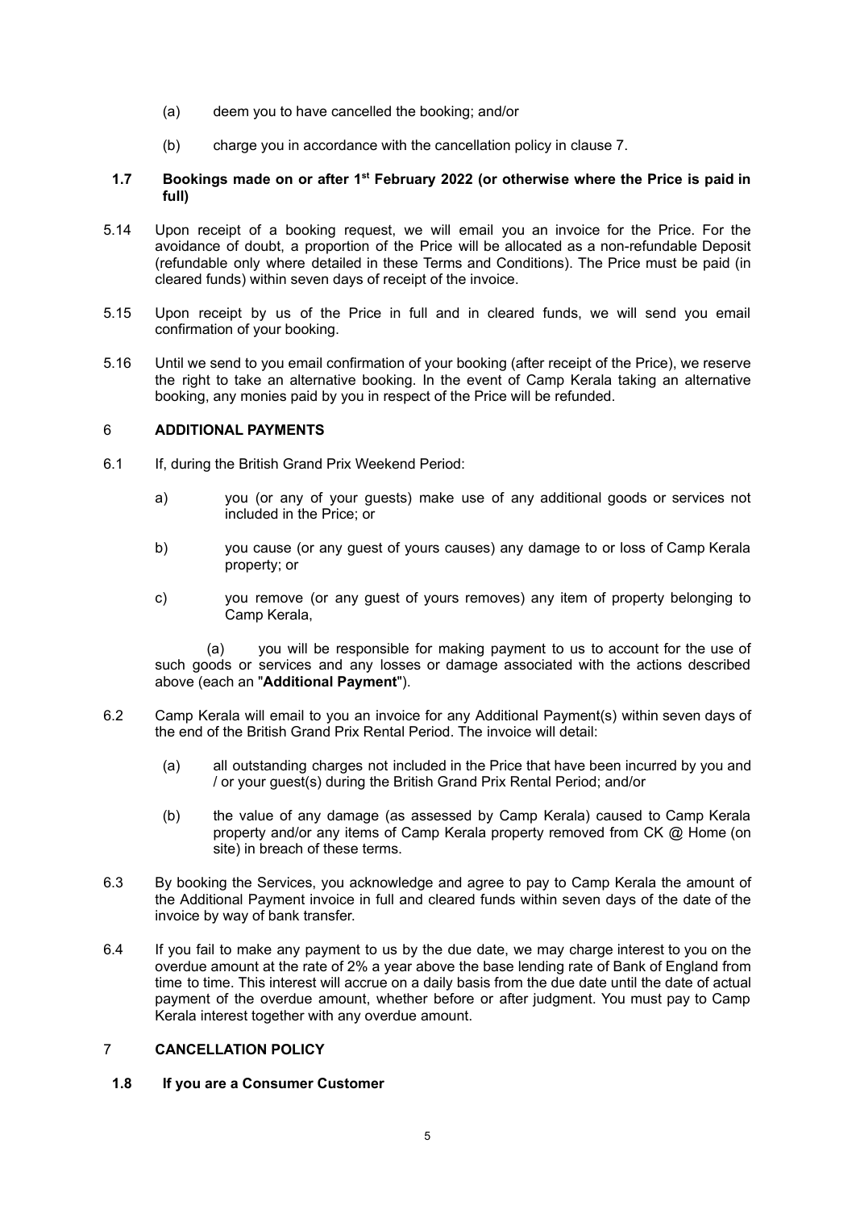(a) deem you to have cancelled the booking; and/or

(b) charge you in accordance with the cancellation policy in clause 7.

### 1.7 Bookings made on or after 1st February 2022 (or otherwise where the Price is paid in full)

5.14 Upon receipt of a booking request, we will email you an invoice for the Price. For the avoidance of doubt, a proportion of the Price will be allocated as a non-refundable Deposit (refundable only where detailed in these Terms and Conditions). The Price must be paid (in cleared funds) within seven days of receipt of the invoice.

5.15 Upon receipt by us of the Price in full and in cleared funds, we will send you email confirmation of your booking.

5.16 Until we send to you email confirmation of your booking (after receipt of the Price), we reserve the right to take an alternative booking. In the event of Camp Kerala taking an alternative booking, any monies paid by you in respect of the Price will be refunded.

## 6 ADDITIONAL PAYMENTS

6.1 If, during the British Grand Prix Weekend Period:

a) you (or any of your guests) make use of any additional goods or services not included in the Price; or

b) you cause (or any guest of yours causes) any damage to or loss of Camp Kerala property; or

c) you remove (or any guest of yours removes) any item of property belonging to Camp Kerala,

(a) you will be responsible for making payment to us to account for the use of such goods or services and any losses or damage associated with the actions described above (each an "**Additional Payment**").

6.2 Camp Kerala will email to you an invoice for any Additional Payment(s) within seven days of the end of the British Grand Prix Rental Period. The invoice will detail:

(a) all outstanding charges not included in the Price that have been incurred by you and / or your guest(s) during the British Grand Prix Rental Period; and/or

(b) the value of any damage (as assessed by Camp Kerala) caused to Camp Kerala property and/or any items of Camp Kerala property removed from CK @ Home (on site) in breach of these terms.

6.3 By booking the Services, you acknowledge and agree to pay to Camp Kerala the amount of the Additional Payment invoice in full and cleared funds within seven days of the date of the invoice by way of bank transfer.

6.4 If you fail to make any payment to us by the due date, we may charge interest to you on the overdue amount at the rate of 2% a year above the base lending rate of Bank of England from time to time. This interest will accrue on a daily basis from the due date until the date of actual payment of the overdue amount, whether before or after judgment. You must pay to Camp Kerala interest together with any overdue amount.

## 7 CANCELLATION POLICY

### 1.8 If you are a Consumer Customer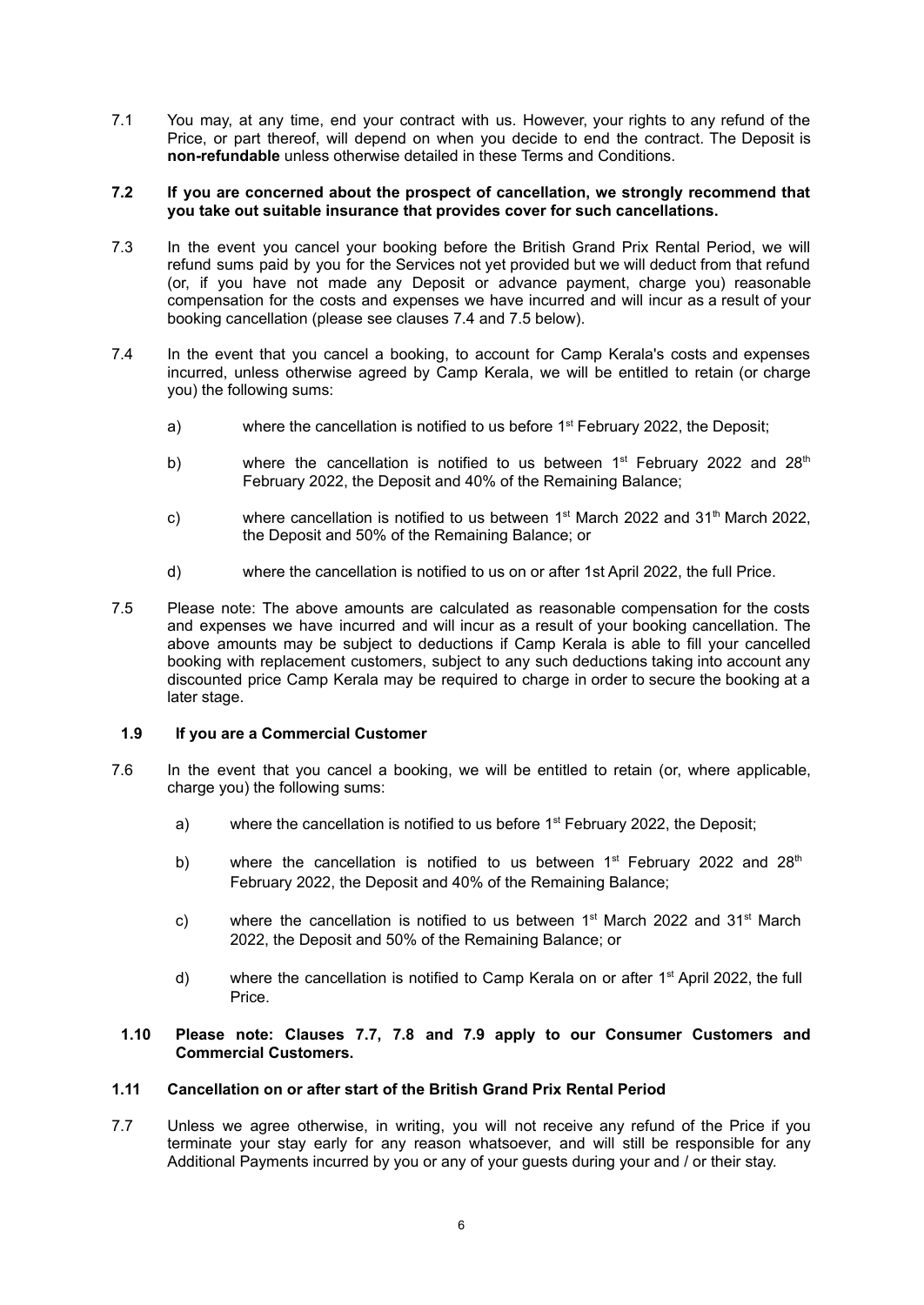7.1 You may, at any time, end your contract with us. However, your rights to any refund of the Price, or part thereof, will depend on when you decide to end the contract. The Deposit is **non-refundable** unless otherwise detailed in these Terms and Conditions.

**7.2 If you are concerned about the prospect of cancellation, we strongly recommend that you take out suitable insurance that provides cover for such cancellations.**

7.3 In the event you cancel your booking before the British Grand Prix Rental Period, we will refund sums paid by you for the Services not yet provided but we will deduct from that refund (or, if you have not made any Deposit or advance payment, charge you) reasonable compensation for the costs and expenses we have incurred and will incur as a result of your booking cancellation (please see clauses 7.4 and 7.5 below).

7.4 In the event that you cancel a booking, to account for Camp Kerala's costs and expenses incurred, unless otherwise agreed by Camp Kerala, we will be entitled to retain (or charge you) the following sums:

a) where the cancellation is notified to us before 1st February 2022, the Deposit;

b) where the cancellation is notified to us between 1st February 2022 and 28th February 2022, the Deposit and 40% of the Remaining Balance;

c) where cancellation is notified to us between 1st March 2022 and 31th March 2022, the Deposit and 50% of the Remaining Balance; or

d) where the cancellation is notified to us on or after 1st April 2022, the full Price.

7.5 Please note: The above amounts are calculated as reasonable compensation for the costs and expenses we have incurred and will incur as a result of your booking cancellation. The above amounts may be subject to deductions if Camp Kerala is able to fill your cancelled booking with replacement customers, subject to any such deductions taking into account any discounted price Camp Kerala may be required to charge in order to secure the booking at a later stage.

**1.9 If you are a Commercial Customer**

7.6 In the event that you cancel a booking, we will be entitled to retain (or, where applicable, charge you) the following sums:

a) where the cancellation is notified to us before 1st February 2022, the Deposit;

b) where the cancellation is notified to us between 1st February 2022 and 28th February 2022, the Deposit and 40% of the Remaining Balance;

c) where the cancellation is notified to us between 1st March 2022 and 31st March 2022, the Deposit and 50% of the Remaining Balance; or

d) where the cancellation is notified to Camp Kerala on or after 1st April 2022, the full Price.

**1.10 Please note: Clauses 7.7, 7.8 and 7.9 apply to our Consumer Customers and Commercial Customers.**

**1.11 Cancellation on or after start of the British Grand Prix Rental Period**

7.7 Unless we agree otherwise, in writing, you will not receive any refund of the Price if you terminate your stay early for any reason whatsoever, and will still be responsible for any Additional Payments incurred by you or any of your guests during your and / or their stay.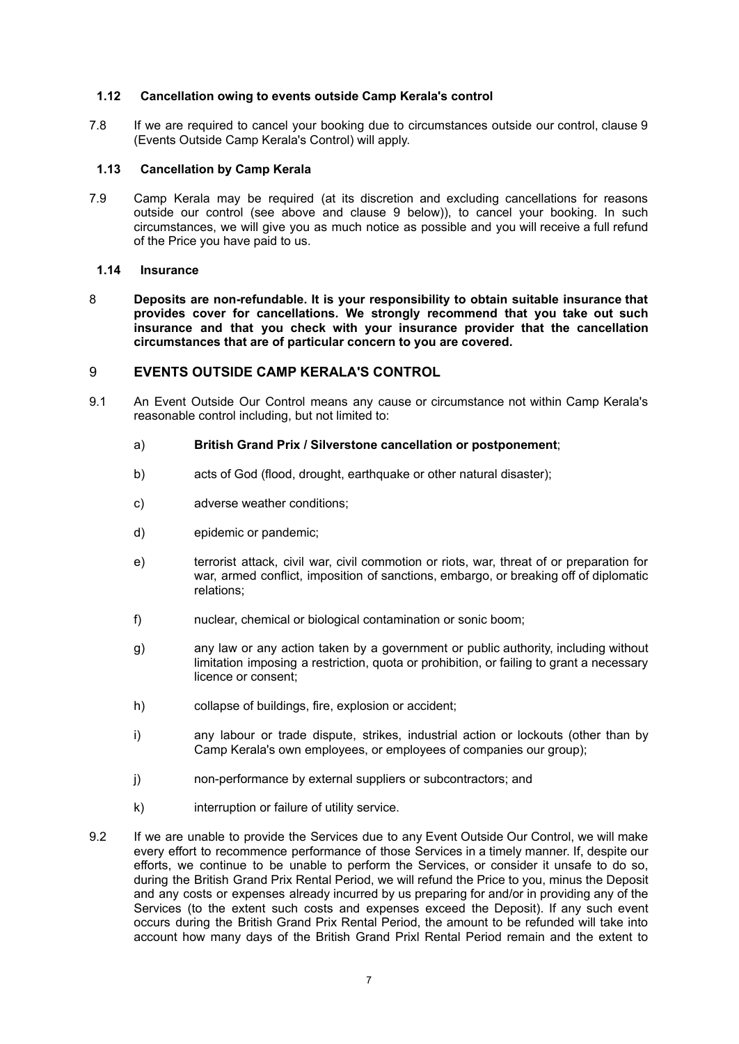### 1.12 Cancellation owing to events outside Camp Kerala's control

7.8 If we are required to cancel your booking due to circumstances outside our control, clause 9 (Events Outside Camp Kerala's Control) will apply.

### 1.13 Cancellation by Camp Kerala

7.9 Camp Kerala may be required (at its discretion and excluding cancellations for reasons outside our control (see above and clause 9 below)), to cancel your booking. In such circumstances, we will give you as much notice as possible and you will receive a full refund of the Price you have paid to us.

### 1.14 Insurance

8 **Deposits are non-refundable. It is your responsibility to obtain suitable insurance that provides cover for cancellations. We strongly recommend that you take out such insurance and that you check with your insurance provider that the cancellation circumstances that are of particular concern to you are covered.**

## 9 EVENTS OUTSIDE CAMP KERALA'S CONTROL

9.1 An Event Outside Our Control means any cause or circumstance not within Camp Kerala's reasonable control including, but not limited to:

a) **British Grand Prix / Silverstone cancellation or postponement**;

b) acts of God (flood, drought, earthquake or other natural disaster);

c) adverse weather conditions;

d) epidemic or pandemic;

e) terrorist attack, civil war, civil commotion or riots, war, threat of or preparation for war, armed conflict, imposition of sanctions, embargo, or breaking off of diplomatic relations;

f) nuclear, chemical or biological contamination or sonic boom;

g) any law or any action taken by a government or public authority, including without limitation imposing a restriction, quota or prohibition, or failing to grant a necessary licence or consent;

h) collapse of buildings, fire, explosion or accident;

i) any labour or trade dispute, strikes, industrial action or lockouts (other than by Camp Kerala's own employees, or employees of companies our group);

j) non-performance by external suppliers or subcontractors; and

k) interruption or failure of utility service.

9.2 If we are unable to provide the Services due to any Event Outside Our Control, we will make every effort to recommence performance of those Services in a timely manner. If, despite our efforts, we continue to be unable to perform the Services, or consider it unsafe to do so, during the British Grand Prix Rental Period, we will refund the Price to you, minus the Deposit and any costs or expenses already incurred by us preparing for and/or in providing any of the Services (to the extent such costs and expenses exceed the Deposit). If any such event occurs during the British Grand Prix Rental Period, the amount to be refunded will take into account how many days of the British Grand Prixl Rental Period remain and the extent to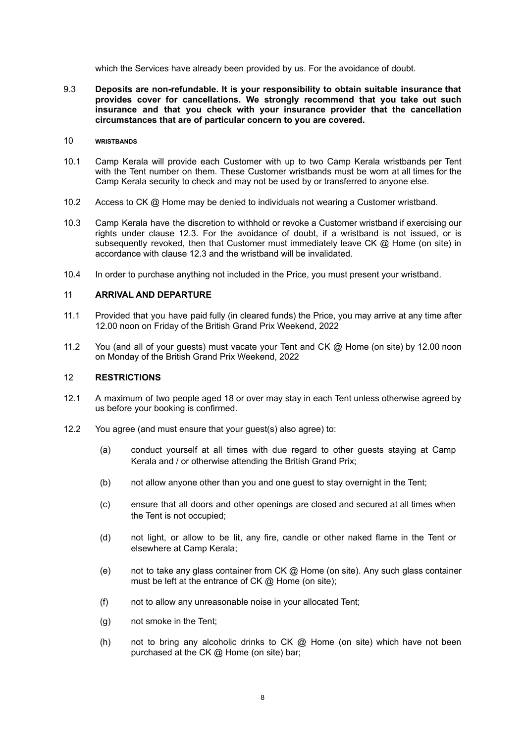which the Services have already been provided by us. For the avoidance of doubt.

9.3 **Deposits are non-refundable. It is your responsibility to obtain suitable insurance that provides cover for cancellations. We strongly recommend that you take out such insurance and that you check with your insurance provider that the cancellation circumstances that are of particular concern to you are covered.**

## 10 WRISTBANDS

10.1 Camp Kerala will provide each Customer with up to two Camp Kerala wristbands per Tent with the Tent number on them. These Customer wristbands must be worn at all times for the Camp Kerala security to check and may not be used by or transferred to anyone else.

10.2 Access to CK @ Home may be denied to individuals not wearing a Customer wristband.

10.3 Camp Kerala have the discretion to withhold or revoke a Customer wristband if exercising our rights under clause 12.3. For the avoidance of doubt, if a wristband is not issued, or is subsequently revoked, then that Customer must immediately leave CK @ Home (on site) in accordance with clause 12.3 and the wristband will be invalidated.

10.4 In order to purchase anything not included in the Price, you must present your wristband.

## 11 ARRIVAL AND DEPARTURE

11.1 Provided that you have paid fully (in cleared funds) the Price, you may arrive at any time after 12.00 noon on Friday of the British Grand Prix Weekend, 2022

11.2 You (and all of your guests) must vacate your Tent and CK @ Home (on site) by 12.00 noon on Monday of the British Grand Prix Weekend, 2022

## 12 RESTRICTIONS

12.1 A maximum of two people aged 18 or over may stay in each Tent unless otherwise agreed by us before your booking is confirmed.

12.2 You agree (and must ensure that your guest(s) also agree) to:

(a) conduct yourself at all times with due regard to other guests staying at Camp Kerala and / or otherwise attending the British Grand Prix;

(b) not allow anyone other than you and one guest to stay overnight in the Tent;

(c) ensure that all doors and other openings are closed and secured at all times when the Tent is not occupied;

(d) not light, or allow to be lit, any fire, candle or other naked flame in the Tent or elsewhere at Camp Kerala;

(e) not to take any glass container from CK @ Home (on site). Any such glass container must be left at the entrance of CK @ Home (on site);

(f) not to allow any unreasonable noise in your allocated Tent;

(g) not smoke in the Tent;

(h) not to bring any alcoholic drinks to CK @ Home (on site) which have not been purchased at the CK @ Home (on site) bar;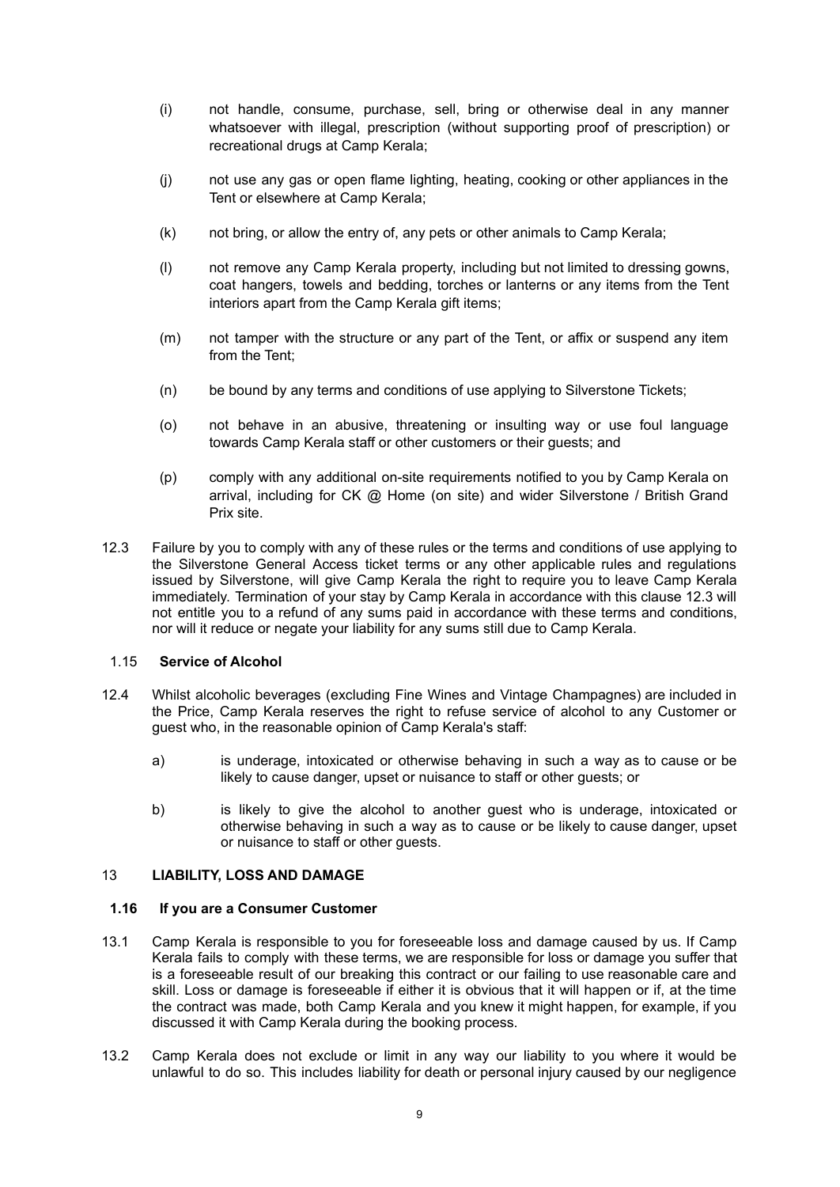(i) not handle, consume, purchase, sell, bring or otherwise deal in any manner whatsoever with illegal, prescription (without supporting proof of prescription) or recreational drugs at Camp Kerala;

(j) not use any gas or open flame lighting, heating, cooking or other appliances in the Tent or elsewhere at Camp Kerala;

(k) not bring, or allow the entry of, any pets or other animals to Camp Kerala;

(l) not remove any Camp Kerala property, including but not limited to dressing gowns, coat hangers, towels and bedding, torches or lanterns or any items from the Tent interiors apart from the Camp Kerala gift items;

(m) not tamper with the structure or any part of the Tent, or affix or suspend any item from the Tent;

(n) be bound by any terms and conditions of use applying to Silverstone Tickets;

(o) not behave in an abusive, threatening or insulting way or use foul language towards Camp Kerala staff or other customers or their guests; and

(p) comply with any additional on-site requirements notified to you by Camp Kerala on arrival, including for CK @ Home (on site) and wider Silverstone / British Grand Prix site.

12.3 Failure by you to comply with any of these rules or the terms and conditions of use applying to the Silverstone General Access ticket terms or any other applicable rules and regulations issued by Silverstone, will give Camp Kerala the right to require you to leave Camp Kerala immediately. Termination of your stay by Camp Kerala in accordance with this clause 12.3 will not entitle you to a refund of any sums paid in accordance with these terms and conditions, nor will it reduce or negate your liability for any sums still due to Camp Kerala.

1.15 **Service of Alcohol**

12.4 Whilst alcoholic beverages (excluding Fine Wines and Vintage Champagnes) are included in the Price, Camp Kerala reserves the right to refuse service of alcohol to any Customer or guest who, in the reasonable opinion of Camp Kerala's staff:

a) is underage, intoxicated or otherwise behaving in such a way as to cause or be likely to cause danger, upset or nuisance to staff or other guests; or

b) is likely to give the alcohol to another guest who is underage, intoxicated or otherwise behaving in such a way as to cause or be likely to cause danger, upset or nuisance to staff or other guests.

## 13 LIABILITY, LOSS AND DAMAGE

**1.16 If you are a Consumer Customer**

13.1 Camp Kerala is responsible to you for foreseeable loss and damage caused by us. If Camp Kerala fails to comply with these terms, we are responsible for loss or damage you suffer that is a foreseeable result of our breaking this contract or our failing to use reasonable care and skill. Loss or damage is foreseeable if either it is obvious that it will happen or if, at the time the contract was made, both Camp Kerala and you knew it might happen, for example, if you discussed it with Camp Kerala during the booking process.

13.2 Camp Kerala does not exclude or limit in any way our liability to you where it would be unlawful to do so. This includes liability for death or personal injury caused by our negligence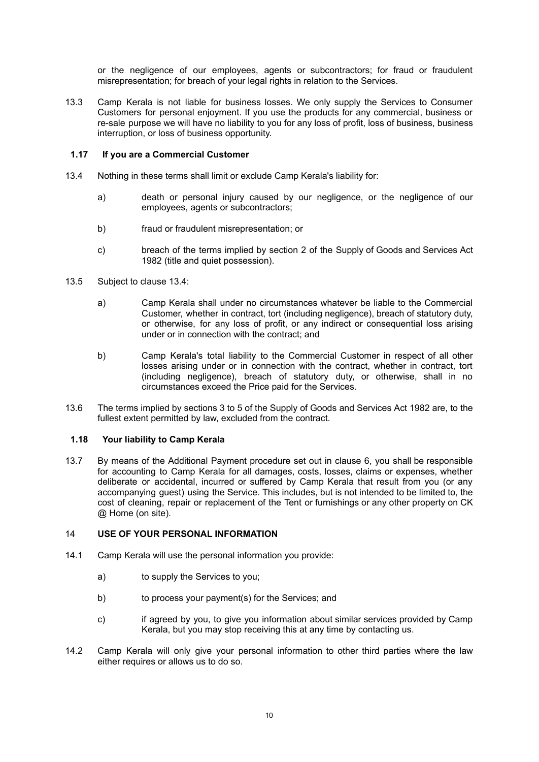or the negligence of our employees, agents or subcontractors; for fraud or fraudulent misrepresentation; for breach of your legal rights in relation to the Services.

13.3 Camp Kerala is not liable for business losses. We only supply the Services to Consumer Customers for personal enjoyment. If you use the products for any commercial, business or re-sale purpose we will have no liability to you for any loss of profit, loss of business, business interruption, or loss of business opportunity.

### 1.17 If you are a Commercial Customer

13.4 Nothing in these terms shall limit or exclude Camp Kerala's liability for:

a) death or personal injury caused by our negligence, or the negligence of our employees, agents or subcontractors;

b) fraud or fraudulent misrepresentation; or

c) breach of the terms implied by section 2 of the Supply of Goods and Services Act 1982 (title and quiet possession).

13.5 Subject to clause 13.4:

a) Camp Kerala shall under no circumstances whatever be liable to the Commercial Customer, whether in contract, tort (including negligence), breach of statutory duty, or otherwise, for any loss of profit, or any indirect or consequential loss arising under or in connection with the contract; and

b) Camp Kerala's total liability to the Commercial Customer in respect of all other losses arising under or in connection with the contract, whether in contract, tort (including negligence), breach of statutory duty, or otherwise, shall in no circumstances exceed the Price paid for the Services.

13.6 The terms implied by sections 3 to 5 of the Supply of Goods and Services Act 1982 are, to the fullest extent permitted by law, excluded from the contract.

### 1.18 Your liability to Camp Kerala

13.7 By means of the Additional Payment procedure set out in clause 6, you shall be responsible for accounting to Camp Kerala for all damages, costs, losses, claims or expenses, whether deliberate or accidental, incurred or suffered by Camp Kerala that result from you (or any accompanying guest) using the Service. This includes, but is not intended to be limited to, the cost of cleaning, repair or replacement of the Tent or furnishings or any other property on CK @ Home (on site).

## 14 USE OF YOUR PERSONAL INFORMATION

14.1 Camp Kerala will use the personal information you provide:

a) to supply the Services to you;

b) to process your payment(s) for the Services; and

c) if agreed by you, to give you information about similar services provided by Camp Kerala, but you may stop receiving this at any time by contacting us.

14.2 Camp Kerala will only give your personal information to other third parties where the law either requires or allows us to do so.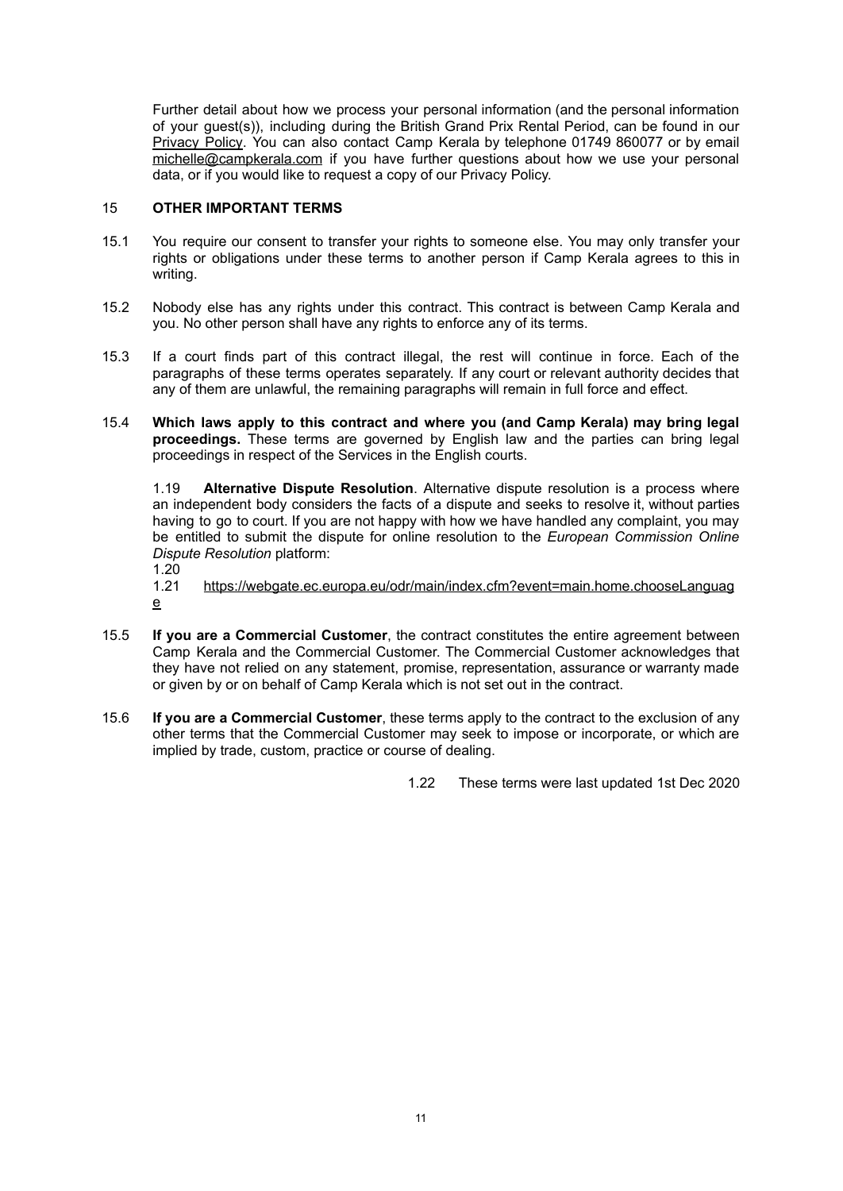Further detail about how we process your personal information (and the personal information of your guest(s)), including during the British Grand Prix Rental Period, can be found in our Privacy Policy. You can also contact Camp Kerala by telephone 01749 860077 or by email michelle@campkerala.com if you have further questions about how we use your personal data, or if you would like to request a copy of our Privacy Policy.

## 15 OTHER IMPORTANT TERMS

15.1 You require our consent to transfer your rights to someone else. You may only transfer your rights or obligations under these terms to another person if Camp Kerala agrees to this in writing.

15.2 Nobody else has any rights under this contract. This contract is between Camp Kerala and you. No other person shall have any rights to enforce any of its terms.

15.3 If a court finds part of this contract illegal, the rest will continue in force. Each of the paragraphs of these terms operates separately. If any court or relevant authority decides that any of them are unlawful, the remaining paragraphs will remain in full force and effect.

15.4 **Which laws apply to this contract and where you (and Camp Kerala) may bring legal proceedings.** These terms are governed by English law and the parties can bring legal proceedings in respect of the Services in the English courts.

1.19 **Alternative Dispute Resolution**. Alternative dispute resolution is a process where an independent body considers the facts of a dispute and seeks to resolve it, without parties having to go to court. If you are not happy with how we have handled any complaint, you may be entitled to submit the dispute for online resolution to the *European Commission Online Dispute Resolution* platform:

1.20

1.21 https://webgate.ec.europa.eu/odr/main/index.cfm?event=main.home.chooseLanguage

15.5 **If you are a Commercial Customer**, the contract constitutes the entire agreement between Camp Kerala and the Commercial Customer. The Commercial Customer acknowledges that they have not relied on any statement, promise, representation, assurance or warranty made or given by or on behalf of Camp Kerala which is not set out in the contract.

15.6 **If you are a Commercial Customer**, these terms apply to the contract to the exclusion of any other terms that the Commercial Customer may seek to impose or incorporate, or which are implied by trade, custom, practice or course of dealing.

1.22 These terms were last updated 1st Dec 2020